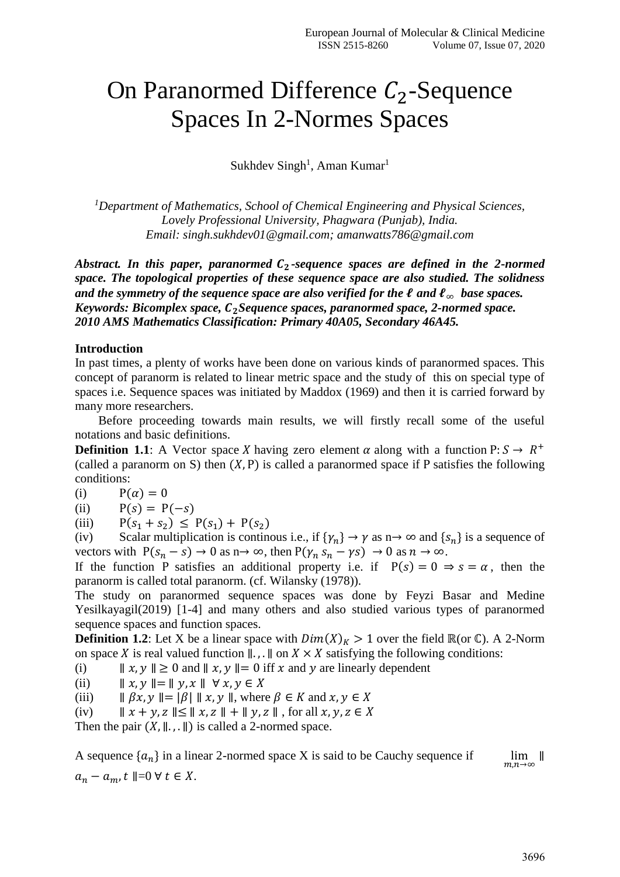# On Paranormed Difference $C_2$-Sequence Spaces In 2-Normes Spaces

Sukhdev Singh[1], Aman Kumar[1]

*[1]Department of Mathematics, School of Chemical Engineering and Physical Sciences, Lovely Professional University, Phagwara (Punjab), India.*
*Email: singh.sukhdev01@gmail.com; amanwatts786@gmail.com*

***Abstract. In this paper, paranormed $C_2$-sequence spaces are defined in the 2-normed space. The topological properties of these sequence space are also studied. The solidness and the symmetry of the sequence space are also verified for the $\ell$ and $\ell_\infty$ base spaces.***
***Keywords: Bicomplex space, $C_2$Sequence spaces, paranormed space, 2-normed space.***
***2010 AMS Mathematics Classification: Primary 40A05, Secondary 46A45.***

**Introduction**

In past times, a plenty of works have been done on various kinds of paranormed spaces. This concept of paranorm is related to linear metric space and the study of this on special type of spaces i.e. Sequence spaces was initiated by Maddox (1969) and then it is carried forward by many more researchers.

Before proceeding towards main results, we will firstly recall some of the useful notations and basic definitions.

**Definition 1.1**: A Vector space $X$ having zero element $\alpha$ along with a function $\mathrm{P}: S \to R^+$ (called a paranorm on S) then $(X, \mathrm{P})$ is called a paranormed space if P satisfies the following conditions:

(i) $\mathrm{P}(\alpha) = 0$

(ii) $\mathrm{P}(s) = \mathrm{P}(-s)$

(iii) $\mathrm{P}(s_1 + s_2) \leq \mathrm{P}(s_1) + \mathrm{P}(s_2)$

(iv) Scalar multiplication is continous i.e., if $\{\gamma_n\} \to \gamma$ as $n \to \infty$ and $\{s_n\}$ is a sequence of vectors with $\mathrm{P}(s_n - s) \to 0$ as $n \to \infty$, then $\mathrm{P}(\gamma_n s_n - \gamma s) \to 0$ as $n \to \infty$.

If the function P satisfies an additional property i.e. if $\mathrm{P}(s) = 0 \Rightarrow s = \alpha$, then the paranorm is called total paranorm. (cf. Wilansky (1978)).

The study on paranormed sequence spaces was done by Feyzi Basar and Medine Yesilkayagil(2019) [1-4] and many others and also studied various types of paranormed sequence spaces and function spaces.

**Definition 1.2**: Let X be a linear space with $Dim(X)_K > 1$ over the field $\mathbb{R}$(or $\mathbb{C}$). A 2-Norm on space $X$ is real valued function $\|.,.\|$ on $X \times X$ satisfying the following conditions:

(i) $\| x, y \| \geq 0$ and $\| x, y \| = 0$ iff $x$ and $y$ are linearly dependent

(ii) $\| x, y \| = \| y, x \| \;\; \forall\, x, y \in X$

(iii) $\| \beta x, y \| = |\beta| \, \| x, y \|$, where $\beta \in K$ and $x, y \in X$

(iv) $\| x + y, z \| \leq \| x, z \| + \| y, z \|$, for all $x, y, z \in X$

Then the pair $(X, \|.,.\|)$ is called a 2-normed space.

A sequence $\{a_n\}$ in a linear 2-normed space X is said to be Cauchy sequence if $\lim\limits_{m,n\to\infty} \| a_n - a_m, t \| = 0 \;\forall\, t \in X$.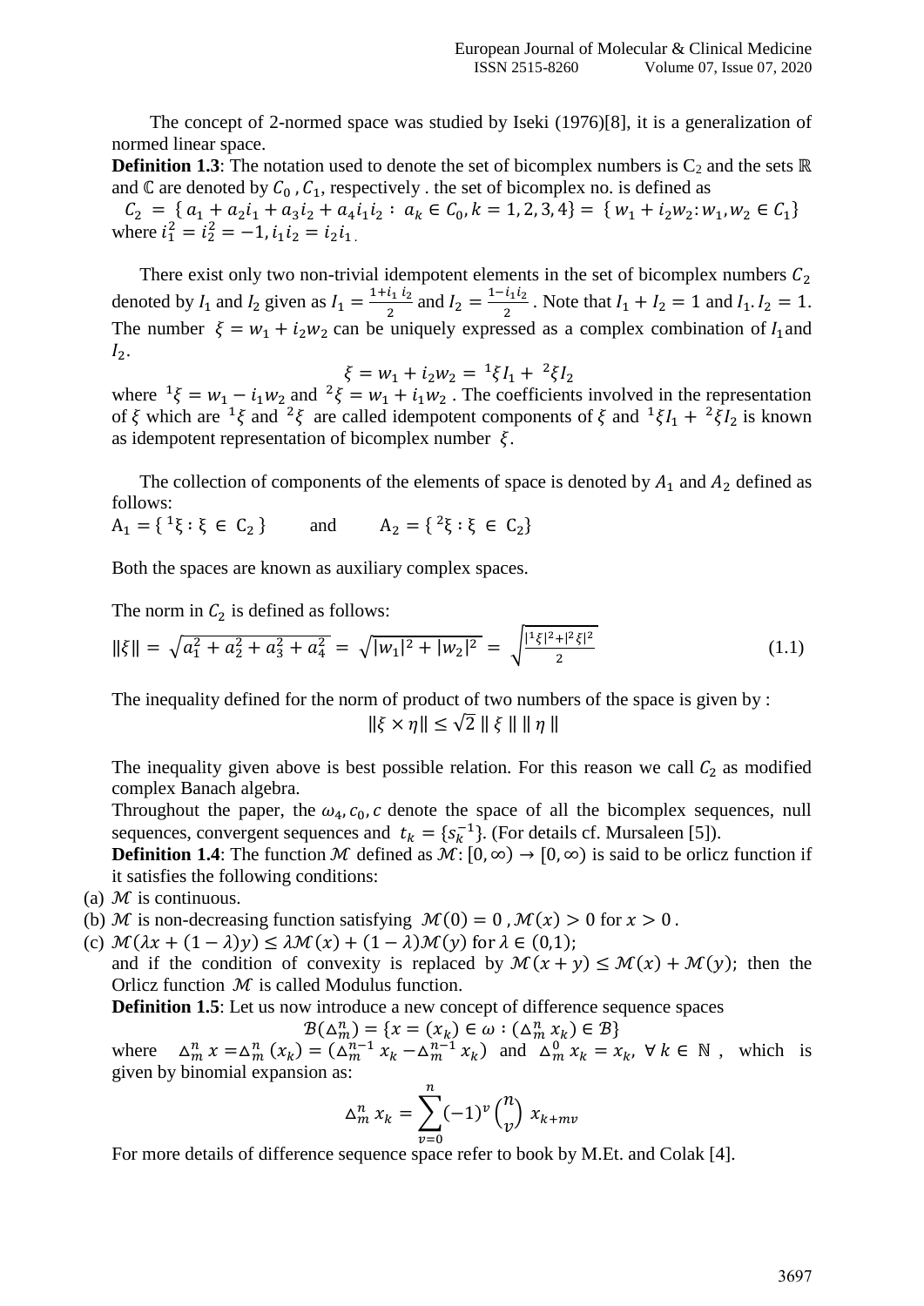The concept of 2-normed space was studied by Iseki (1976)[8], it is a generalization of normed linear space.

**Definition 1.3**: The notation used to denote the set of bicomplex numbers is $C_2$ and the sets $\mathbb{R}$ and $\mathbb{C}$ are denoted by $C_0$ , $C_1$, respectively . the set of bicomplex no. is defined as

$C_2 = \{ a_1 + a_2 i_1 + a_3 i_2 + a_4 i_1 i_2 : a_k \in C_0, k = 1,2,3,4\} = \{ w_1 + i_2 w_2 : w_1, w_2 \in C_1\}$ where $i_1^2 = i_2^2 = -1, i_1 i_2 = i_2 i_1$ .

There exist only two non-trivial idempotent elements in the set of bicomplex numbers $C_2$ denoted by $I_1$ and $I_2$ given as $I_1 = \frac{1+i_1 i_2}{2}$ and $I_2 = \frac{1-i_1 i_2}{2}$ . Note that $I_1 + I_2 = 1$ and $I_1 . I_2 = 1$. The number $\xi = w_1 + i_2 w_2$ can be uniquely expressed as a complex combination of $I_1$ and $I_2$.

$$\xi = w_1 + i_2 w_2 = {}^1\xi I_1 + {}^2\xi I_2$$

where ${}^1\xi = w_1 - i_1 w_2$ and ${}^2\xi = w_1 + i_1 w_2$ . The coefficients involved in the representation of $\xi$ which are ${}^1\xi$ and ${}^2\xi$ are called idempotent components of $\xi$ and ${}^1\xi I_1 + {}^2\xi I_2$ is known as idempotent representation of bicomplex number $\xi$.

The collection of components of the elements of space is denoted by $A_1$ and $A_2$ defined as follows:

$A_1 = \{ {}^1\xi : \xi \in C_2 \}$ and $A_2 = \{ {}^2\xi : \xi \in C_2\}$

Both the spaces are known as auxiliary complex spaces.

The norm in $C_2$ is defined as follows:

$$\|\xi\| = \sqrt{a_1^2 + a_2^2 + a_3^2 + a_4^2} = \sqrt{|w_1|^2 + |w_2|^2} = \sqrt{\frac{|{}^1\xi|^2 + |{}^2\xi|^2}{2}} \tag{1.1}$$

The inequality defined for the norm of product of two numbers of the space is given by :

$$\|\xi \times \eta\| \leq \sqrt{2} \, \| \xi \| \, \| \eta \|$$

The inequality given above is best possible relation. For this reason we call $C_2$ as modified complex Banach algebra.

Throughout the paper, the $\omega_4, c_0, c$ denote the space of all the bicomplex sequences, null sequences, convergent sequences and $t_k = \{s_k^{-1}\}$. (For details cf. Mursaleen [5]).

**Definition 1.4**: The function $\mathcal{M}$ defined as $\mathcal{M}: [0, \infty) \to [0, \infty)$ is said to be orlicz function if it satisfies the following conditions:

(a) $\mathcal{M}$ is continuous.

(b) $\mathcal{M}$ is non-decreasing function satisfying $\mathcal{M}(0) = 0$ , $\mathcal{M}(x) > 0$ for $x > 0$ .

(c) $\mathcal{M}(\lambda x + (1-\lambda)y) \leq \lambda \mathcal{M}(x) + (1-\lambda)\mathcal{M}(y)$ for $\lambda \in (0,1)$;

and if the condition of convexity is replaced by $\mathcal{M}(x + y) \leq \mathcal{M}(x) + \mathcal{M}(y)$; then the Orlicz function $\mathcal{M}$ is called Modulus function.

**Definition 1.5**: Let us now introduce a new concept of difference sequence spaces

$$\mathcal{B}(\Delta_m^n) = \{x = (x_k) \in \omega : (\Delta_m^n x_k) \in \mathcal{B}\}$$

where $\Delta_m^n x = \Delta_m^n (x_k) = (\Delta_m^{n-1} x_k - \Delta_m^{n-1} x_k)$ and $\Delta_m^0 x_k = x_k$, $\forall \, k \in \mathbb{N}$ , which is given by binomial expansion as:

$$\Delta_m^n x_k = \sum_{v=0}^{n} (-1)^v \binom{n}{v} x_{k+mv}$$

For more details of difference sequence space refer to book by M.Et. and Colak [4].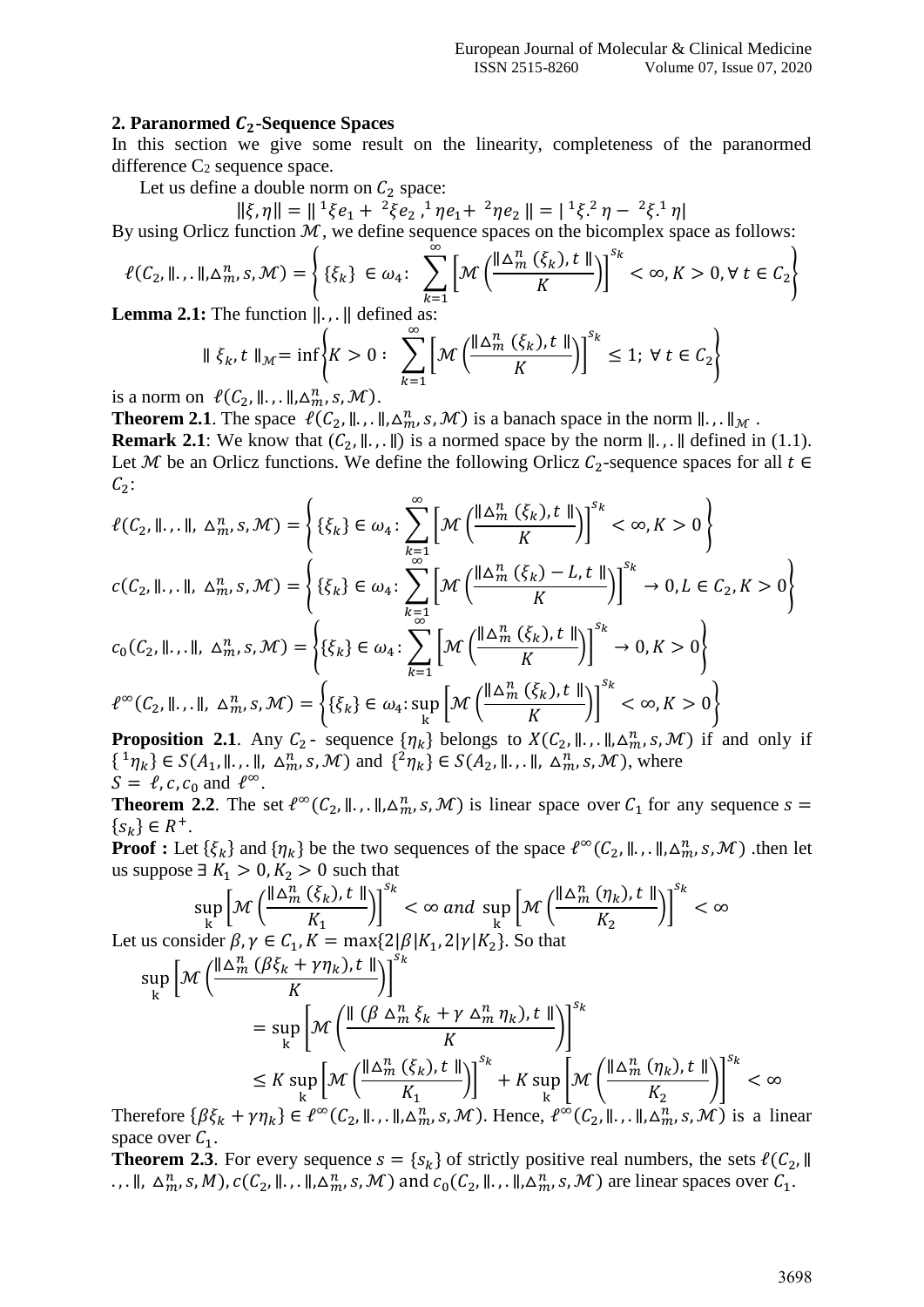## 2. Paranormed $C_2$-Sequence Spaces

In this section we give some result on the linearity, completeness of the paranormed difference $C_2$ sequence space.

Let us define a double norm on $C_2$ space:

$$\|\xi,\eta\| = \| {}^1\xi e_1 + {}^2\xi e_2 , {}^1\eta e_1 + {}^2\eta e_2 \| = | {}^1\xi . {}^2\eta - {}^2\xi . {}^1\eta |$$

By using Orlicz function $\mathcal{M}$, we define sequence spaces on the bicomplex space as follows:

$$\ell(C_2, \|.,.\|, \Delta_m^n, s, \mathcal{M}) = \left\{ \{\xi_k\} \in \omega_4 : \sum_{k=1}^{\infty} \left[ \mathcal{M}\left( \frac{\|\Delta_m^n(\xi_k), t\|}{K} \right) \right]^{s_k} < \infty, K > 0, \forall\, t \in C_2 \right\}$$

**Lemma 2.1:** The function $\|.,.\|$ defined as:

$$\|\xi_k, t\|_{\mathcal{M}} = \inf \left\{ K > 0 : \sum_{k=1}^{\infty} \left[ \mathcal{M}\left( \frac{\|\Delta_m^n(\xi_k), t\|}{K} \right) \right]^{s_k} \le 1;\ \forall\, t \in C_2 \right\}$$

is a norm on $\ell(C_2, \|.,.\|, \Delta_m^n, s, \mathcal{M})$.

**Theorem 2.1**. The space $\ell(C_2, \|.,.\|, \Delta_m^n, s, \mathcal{M})$ is a banach space in the norm $\|.,.\|_{\mathcal{M}}$.

**Remark 2.1**: We know that $(C_2, \|.,.\|)$ is a normed space by the norm $\|.,.\|$ defined in (1.1). Let $\mathcal{M}$ be an Orlicz functions. We define the following Orlicz $C_2$-sequence spaces for all $t \in C_2$:

$$\ell(C_2, \|.,.\|, \Delta_m^n, s, \mathcal{M}) = \left\{ \{\xi_k\} \in \omega_4 : \sum_{k=1}^{\infty} \left[ \mathcal{M}\left( \frac{\|\Delta_m^n(\xi_k), t\|}{K} \right) \right]^{s_k} < \infty, K > 0 \right\}$$

$$c(C_2, \|.,.\|, \Delta_m^n, s, \mathcal{M}) = \left\{ \{\xi_k\} \in \omega_4 : \sum_{k=1}^{\infty} \left[ \mathcal{M}\left( \frac{\|\Delta_m^n(\xi_k) - L, t\|}{K} \right) \right]^{s_k} \to 0, L \in C_2, K > 0 \right\}$$

$$c_0(C_2, \|.,.\|, \Delta_m^n, s, \mathcal{M}) = \left\{ \{\xi_k\} \in \omega_4 : \sum_{k=1}^{\infty} \left[ \mathcal{M}\left( \frac{\|\Delta_m^n(\xi_k), t\|}{K} \right) \right]^{s_k} \to 0, K > 0 \right\}$$

$$\ell^{\infty}(C_2, \|.,.\|, \Delta_m^n, s, \mathcal{M}) = \left\{ \{\xi_k\} \in \omega_4 : \sup_k \left[ \mathcal{M}\left( \frac{\|\Delta_m^n(\xi_k), t\|}{K} \right) \right]^{s_k} < \infty, K > 0 \right\}$$

**Proposition 2.1**. Any $C_2$- sequence $\{\eta_k\}$ belongs to $X(C_2, \|.,.\|, \Delta_m^n, s, \mathcal{M})$ if and only if $\{{}^1\eta_k\} \in S(A_1, \|.,.\|, \Delta_m^n, s, \mathcal{M})$ and $\{{}^2\eta_k\} \in S(A_2, \|.,.\|, \Delta_m^n, s, \mathcal{M})$, where $S = \ell, c, c_0$ and $\ell^{\infty}$.

**Theorem 2.2**. The set $\ell^{\infty}(C_2, \|.,.\|, \Delta_m^n, s, \mathcal{M})$ is linear space over $C_1$ for any sequence $s = \{s_k\} \in R^+$.

**Proof :** Let $\{\xi_k\}$ and $\{\eta_k\}$ be the two sequences of the space $\ell^{\infty}(C_2, \|.,.\|, \Delta_m^n, s, \mathcal{M})$ .then let us suppose $\exists\ K_1 > 0, K_2 > 0$ such that

$$\sup_k \left[ \mathcal{M}\left( \frac{\|\Delta_m^n(\xi_k), t\|}{K_1} \right) \right]^{s_k} < \infty \text{ and } \sup_k \left[ \mathcal{M}\left( \frac{\|\Delta_m^n(\eta_k), t\|}{K_2} \right) \right]^{s_k} < \infty$$

Let us consider $\beta, \gamma \in C_1, K = \max\{2|\beta|K_1, 2|\gamma|K_2\}$. So that

$$\begin{aligned}
\sup_k & \left[ \mathcal{M}\left( \frac{\|\Delta_m^n(\beta\xi_k + \gamma\eta_k), t\|}{K} \right) \right]^{s_k} \\
&= \sup_k \left[ \mathcal{M}\left( \frac{\|(\beta\, \Delta_m^n\, \xi_k + \gamma\, \Delta_m^n\, \eta_k), t\|}{K} \right) \right]^{s_k} \\
&\le K \sup_k \left[ \mathcal{M}\left( \frac{\|\Delta_m^n(\xi_k), t\|}{K_1} \right) \right]^{s_k} + K \sup_k \left[ \mathcal{M}\left( \frac{\|\Delta_m^n(\eta_k), t\|}{K_2} \right) \right]^{s_k} < \infty
\end{aligned}$$

Therefore $\{\beta\xi_k + \gamma\eta_k\} \in \ell^{\infty}(C_2, \|.,.\|, \Delta_m^n, s, \mathcal{M})$. Hence, $\ell^{\infty}(C_2, \|.,.\|, \Delta_m^n, s, \mathcal{M})$ is a linear space over $C_1$.

**Theorem 2.3**. For every sequence $s = \{s_k\}$ of strictly positive real numbers, the sets $\ell(C_2, \|.,.\|, \Delta_m^n, s, M)$, $c(C_2, \|.,.\|, \Delta_m^n, s, \mathcal{M})$ and $c_0(C_2, \|.,.\|, \Delta_m^n, s, \mathcal{M})$ are linear spaces over $C_1$.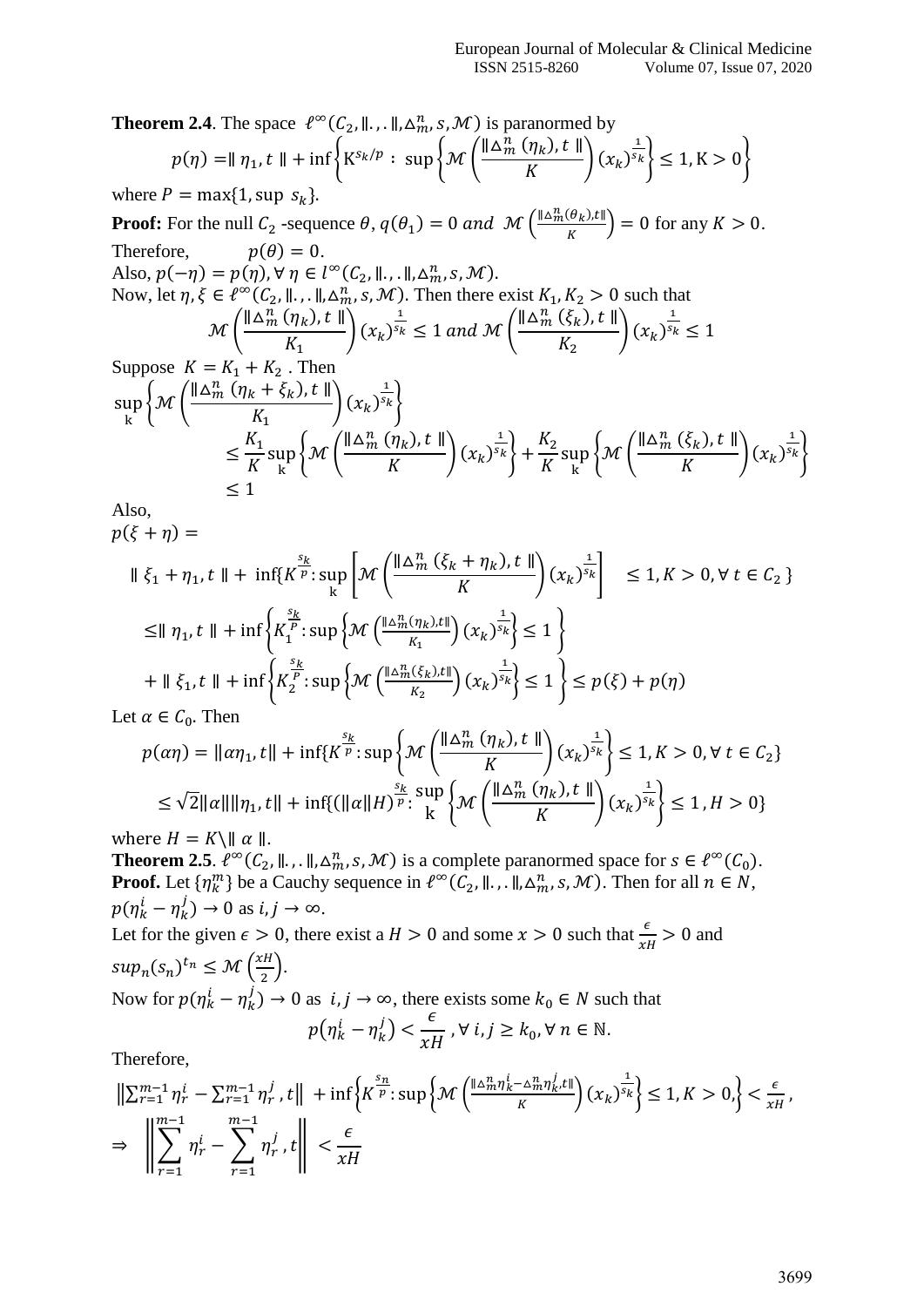**Theorem 2.4**. The space $\ell^{\infty}(C_2, \|.,.\|, \Delta_m^n, s, \mathcal{M})$ is paranormed by

$$p(\eta) = \| \eta_1, t \| + \inf\left\{ \mathrm{K}^{s_k/p} : \sup\left\{ \mathcal{M}\left( \frac{\|\Delta_m^n (\eta_k), t\|}{K} \right) (x_k)^{\frac{1}{s_k}} \right\} \leq 1, \mathrm{K} > 0 \right\}$$

where $P = \max\{1, \sup\, s_k\}$.

**Proof:** For the null $C_2$ -sequence $\theta$, $q(\theta_1) = 0$ *and* $\mathcal{M}\left(\frac{\|\Delta_m^n(\theta_k), t\|}{K}\right) = 0$ for any $K > 0$.

Therefore, $\quad p(\theta) = 0$.

Also, $p(-\eta) = p(\eta), \forall\, \eta \in l^{\infty}(C_2, \|.,.\|, \Delta_m^n, s, \mathcal{M})$.

Now, let $\eta, \xi \in \ell^{\infty}(C_2, \|.,.\|, \Delta_m^n, s, \mathcal{M})$. Then there exist $K_1, K_2 > 0$ such that

$$\mathcal{M}\left( \frac{\|\Delta_m^n (\eta_k), t\|}{K_1} \right) (x_k)^{\frac{1}{s_k}} \leq 1 \text{ and } \mathcal{M}\left( \frac{\|\Delta_m^n (\xi_k), t\|}{K_2} \right) (x_k)^{\frac{1}{s_k}} \leq 1$$

Suppose $K = K_1 + K_2$ . Then

$$\begin{aligned}
&\sup_k \left\{ \mathcal{M}\left( \frac{\|\Delta_m^n (\eta_k + \xi_k), t\|}{K_1} \right) (x_k)^{\frac{1}{s_k}} \right\} \\
&\leq \frac{K_1}{K} \sup_k \left\{ \mathcal{M}\left( \frac{\|\Delta_m^n (\eta_k), t\|}{K} \right) (x_k)^{\frac{1}{s_k}} \right\} + \frac{K_2}{K} \sup_k \left\{ \mathcal{M}\left( \frac{\|\Delta_m^n (\xi_k), t\|}{K} \right) (x_k)^{\frac{1}{s_k}} \right\} \\
&\leq 1
\end{aligned}$$

Also,

$p(\xi + \eta) =$

$$\begin{aligned}
&\| \xi_1 + \eta_1, t \| + \inf\{ K^{\frac{s_k}{p}} : \sup_k \left[ \mathcal{M}\left( \frac{\|\Delta_m^n (\xi_k + \eta_k), t\|}{K} \right) (x_k)^{\frac{1}{s_k}} \right] \leq 1, K > 0, \forall\, t \in C_2 \} \\
&\leq \| \eta_1, t \| + \inf\left\{ K_1^{\frac{s_k}{P}} : \sup\left\{ \mathcal{M}\left( \frac{\|\Delta_m^n(\eta_k), t\|}{K_1} \right) (x_k)^{\frac{1}{s_k}} \right\} \leq 1 \right\} \\
&+ \| \xi_1, t \| + \inf\left\{ K_2^{\frac{s_k}{P}} : \sup\left\{ \mathcal{M}\left( \frac{\|\Delta_m^n(\xi_k), t\|}{K_2} \right) (x_k)^{\frac{1}{s_k}} \right\} \leq 1 \right\} \leq p(\xi) + p(\eta)
\end{aligned}$$

Let $\alpha \in C_0$. Then

$$\begin{aligned}
p(\alpha\eta) &= \|\alpha\eta_1, t\| + \inf\{ K^{\frac{s_k}{p}} : \sup\left\{ \mathcal{M}\left( \frac{\|\Delta_m^n (\eta_k), t\|}{K} \right) (x_k)^{\frac{1}{s_k}} \right\} \leq 1, K > 0, \forall\, t \in C_2 \} \\
&\leq \sqrt{2}\|\alpha\|\|\eta_1, t\| + \inf\{ (\|\alpha\|H)^{\frac{s_k}{p}} : \sup_k \left\{ \mathcal{M}\left( \frac{\|\Delta_m^n (\eta_k), t\|}{K} \right) (x_k)^{\frac{1}{s_k}} \right\} \leq 1, H > 0 \}
\end{aligned}$$

where $H = K \backslash \| \alpha \|$.

**Theorem 2.5**. $\ell^{\infty}(C_2, \|.,.\|, \Delta_m^n, s, \mathcal{M})$ is a complete paranormed space for $s \in \ell^{\infty}(C_0)$.

**Proof.** Let $\{\eta_k^m\}$ be a Cauchy sequence in $\ell^{\infty}(C_2, \|.,.\|, \Delta_m^n, s, \mathcal{M})$. Then for all $n \in N$, $p(\eta_k^i - \eta_k^j) \to 0$ as $i, j \to \infty$.

Let for the given $\epsilon > 0$, there exist a $H > 0$ and some $x > 0$ such that $\frac{\epsilon}{xH} > 0$ and $sup_n (s_n)^{t_n} \leq \mathcal{M}\left(\frac{xH}{2}\right)$.

Now for $p(\eta_k^i - \eta_k^j) \to 0$ as $i, j \to \infty$, there exists some $k_0 \in N$ such that

$$p(\eta_k^i - \eta_k^j) < \frac{\epsilon}{xH}, \forall\, i, j \geq k_0, \forall\, n \in \mathbb{N}.$$

Therefore,

$$\left\| \sum_{r=1}^{m-1} \eta_r^i - \sum_{r=1}^{m-1} \eta_r^j , t \right\| + \inf\left\{ K^{\frac{s_n}{p}} : \sup\left\{ \mathcal{M}\left( \frac{\|\Delta_m^n \eta_k^i - \Delta_m^n \eta_k^j, t\|}{K} \right) (x_k)^{\frac{1}{s_k}} \right\} \leq 1, K > 0, \right\} < \frac{\epsilon}{xH},$$

$$\Rightarrow \quad \left\| \sum_{r=1}^{m-1} \eta_r^i - \sum_{r=1}^{m-1} \eta_r^j , t \right\| < \frac{\epsilon}{xH}$$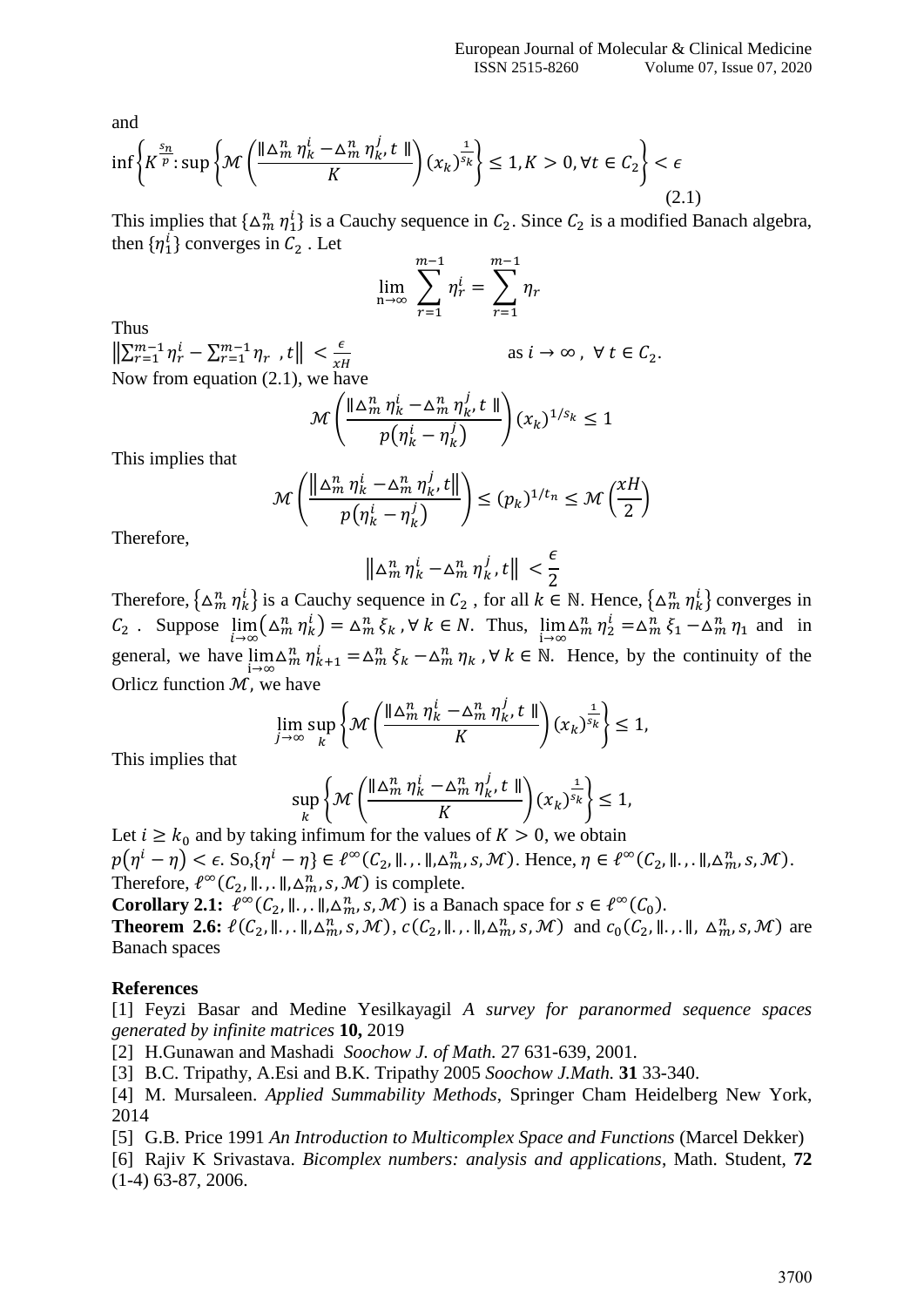and

$$\inf\left\{K^{\frac{s_n}{p}}: \sup\left\{\mathcal{M}\left(\frac{\|\Delta_m^n \eta_k^i - \Delta_m^n \eta_k^j, t\|}{K}\right)(x_k)^{\frac{1}{s_k}}\right\} \leq 1, K > 0, \forall t \in C_2\right\} < \epsilon \tag{2.1}$$

This implies that $\{\Delta_m^n \eta_1^i\}$ is a Cauchy sequence in $C_2$. Since $C_2$ is a modified Banach algebra, then $\{\eta_1^i\}$ converges in $C_2$ . Let

$$\lim_{n\to\infty} \sum_{r=1}^{m-1} \eta_r^i = \sum_{r=1}^{m-1} \eta_r$$

Thus

$\left\|\sum_{r=1}^{m-1} \eta_r^i - \sum_{r=1}^{m-1} \eta_r \ , t\right\| < \frac{\epsilon}{xH}$ as $i \to \infty$ , $\forall\, t \in C_2$.

Now from equation (2.1), we have

$$\mathcal{M}\left(\frac{\|\Delta_m^n \eta_k^i - \Delta_m^n \eta_k^j, t\|}{p\left(\eta_k^i - \eta_k^j\right)}\right)(x_k)^{1/s_k} \leq 1$$

This implies that

$$\mathcal{M}\left(\frac{\left\|\Delta_m^n \eta_k^i - \Delta_m^n \eta_k^j, t\right\|}{p\left(\eta_k^i - \eta_k^j\right)}\right) \leq (p_k)^{1/t_n} \leq \mathcal{M}\left(\frac{xH}{2}\right)$$

Therefore,

$$\left\|\Delta_m^n \eta_k^i - \Delta_m^n \eta_k^j, t\right\| < \frac{\epsilon}{2}$$

Therefore, $\{\Delta_m^n \eta_k^i\}$ is a Cauchy sequence in $C_2$ , for all $k \in \mathbb{N}$. Hence, $\{\Delta_m^n \eta_k^i\}$ converges in $C_2$ . Suppose $\lim_{i\to\infty}(\Delta_m^n \eta_k^i) = \Delta_m^n \xi_k$ , $\forall\, k \in N$. Thus, $\lim_{i\to\infty} \Delta_m^n \eta_2^i = \Delta_m^n \xi_1 - \Delta_m^n \eta_1$ and in general, we have $\lim_{i\to\infty} \Delta_m^n \eta_{k+1}^i = \Delta_m^n \xi_k - \Delta_m^n \eta_k$ , $\forall\, k \in \mathbb{N}$. Hence, by the continuity of the Orlicz function $\mathcal{M}$, we have

$$\lim_{j\to\infty} \sup_k \left\{\mathcal{M}\left(\frac{\|\Delta_m^n \eta_k^i - \Delta_m^n \eta_k^j, t\|}{K}\right)(x_k)^{\frac{1}{s_k}}\right\} \leq 1,$$

This implies that

$$\sup_k \left\{\mathcal{M}\left(\frac{\|\Delta_m^n \eta_k^i - \Delta_m^n \eta_k^j, t\|}{K}\right)(x_k)^{\frac{1}{s_k}}\right\} \leq 1,$$

Let $i \geq k_0$ and by taking infimum for the values of $K > 0$, we obtain $p(\eta^i - \eta) < \epsilon$. So, $\{\eta^i - \eta\} \in \ell^\infty(C_2, \|.,.\|, \Delta_m^n, s, \mathcal{M})$. Hence, $\eta \in \ell^\infty(C_2, \|.,.\|, \Delta_m^n, s, \mathcal{M})$. Therefore, $\ell^\infty(C_2, \|.,.\|, \Delta_m^n, s, \mathcal{M})$ is complete.

**Corollary 2.1:** $\ell^\infty(C_2, \|.,.\|, \Delta_m^n, s, \mathcal{M})$ is a Banach space for $s \in \ell^\infty(C_0)$.

**Theorem 2.6:** $\ell(C_2, \|.,.\|, \Delta_m^n, s, \mathcal{M})$, $c(C_2, \|.,.\|, \Delta_m^n, s, \mathcal{M})$ and $c_0(C_2, \|.,.\|, \Delta_m^n, s, \mathcal{M})$ are Banach spaces

**References**

[1] Feyzi Basar and Medine Yesilkayagil *A survey for paranormed sequence spaces generated by infinite matrices* **10,** 2019

[2] H.Gunawan and Mashadi *Soochow J. of Math.* 27 631-639, 2001.

[3] B.C. Tripathy, A.Esi and B.K. Tripathy 2005 *Soochow J.Math.* **31** 33-340.

[4] M. Mursaleen. *Applied Summability Methods*, Springer Cham Heidelberg New York, 2014

[5] G.B. Price 1991 *An Introduction to Multicomplex Space and Functions* (Marcel Dekker)

[6] Rajiv K Srivastava. *Bicomplex numbers: analysis and applications*, Math. Student, **72** (1-4) 63-87, 2006.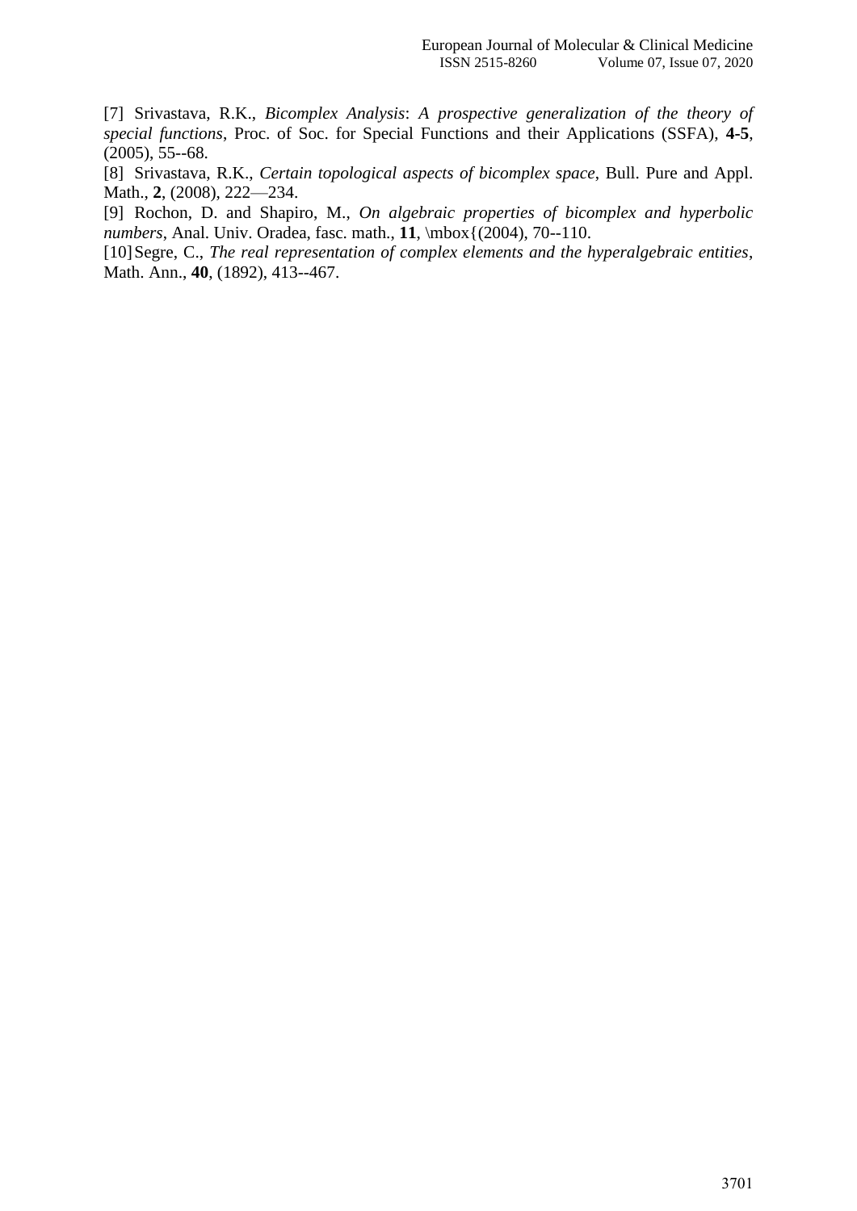[7] Srivastava, R.K., *Bicomplex Analysis*: *A prospective generalization of the theory of special functions*, Proc. of Soc. for Special Functions and their Applications (SSFA), **4-5**, (2005), 55--68.

[8] Srivastava, R.K., *Certain topological aspects of bicomplex space*, Bull. Pure and Appl. Math., **2**, (2008), 222—234.

[9] Rochon, D. and Shapiro, M., *On algebraic properties of bicomplex and hyperbolic numbers*, Anal. Univ. Oradea, fasc. math., **11**, \mbox{(2004), 70--110.

[10] Segre, C., *The real representation of complex elements and the hyperalgebraic entities*, Math. Ann., **40**, (1892), 413--467.